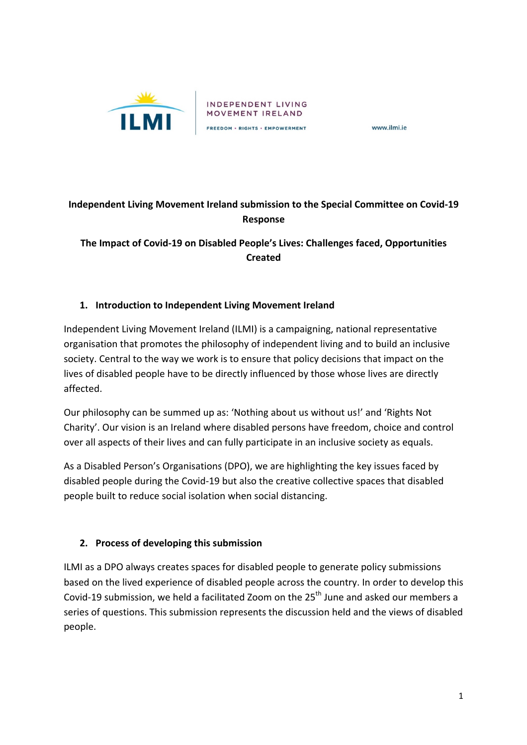INDEPENDENT LIVING MOVEMENT IRELAND

FREEDOM • RIGHTS • EMPOWERMENT

www.ilmi.ie

**Independent Living Movement Ireland submission to the Special Committee on Covid-19 Response**

**The Impact of Covid-19 on Disabled People's Lives: Challenges faced, Opportunities Created**

## 1. Introduction to Independent Living Movement Ireland

Independent Living Movement Ireland (ILMI) is a campaigning, national representative organisation that promotes the philosophy of independent living and to build an inclusive society. Central to the way we work is to ensure that policy decisions that impact on the lives of disabled people have to be directly influenced by those whose lives are directly affected.

Our philosophy can be summed up as: 'Nothing about us without us!' and 'Rights Not Charity'. Our vision is an Ireland where disabled persons have freedom, choice and control over all aspects of their lives and can fully participate in an inclusive society as equals.

As a Disabled Person's Organisations (DPO), we are highlighting the key issues faced by disabled people during the Covid-19 but also the creative collective spaces that disabled people built to reduce social isolation when social distancing.

## 2. Process of developing this submission

ILMI as a DPO always creates spaces for disabled people to generate policy submissions based on the lived experience of disabled people across the country. In order to develop this Covid-19 submission, we held a facilitated Zoom on the 25th June and asked our members a series of questions. This submission represents the discussion held and the views of disabled people.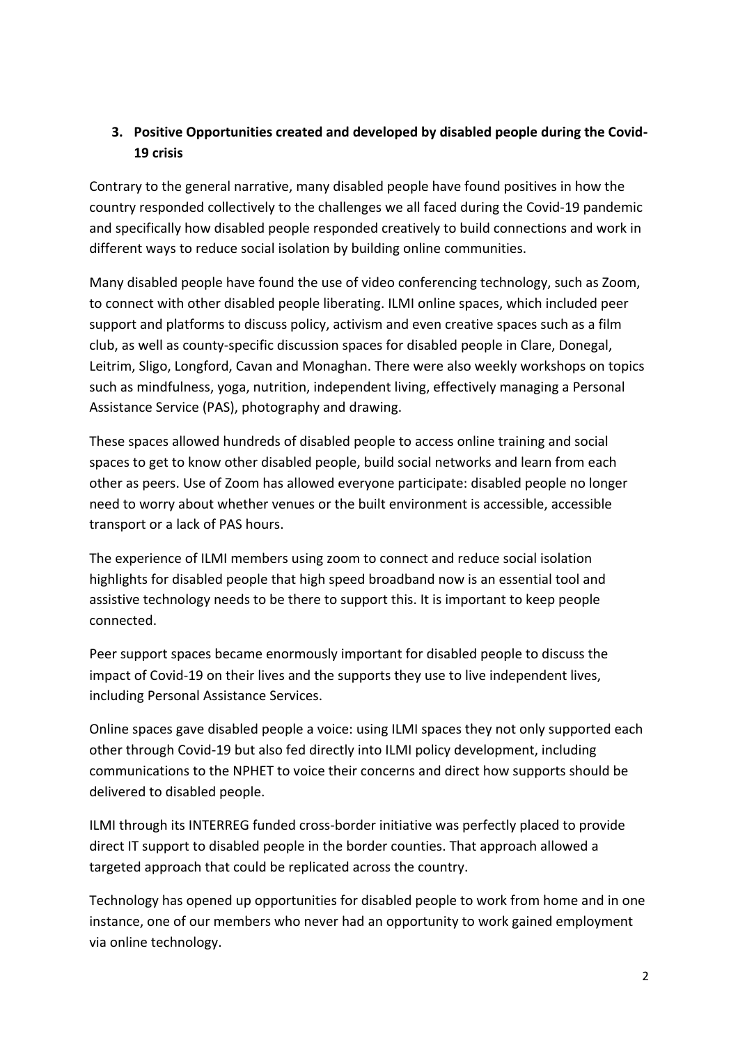## 3. Positive Opportunities created and developed by disabled people during the Covid-19 crisis

Contrary to the general narrative, many disabled people have found positives in how the country responded collectively to the challenges we all faced during the Covid-19 pandemic and specifically how disabled people responded creatively to build connections and work in different ways to reduce social isolation by building online communities.

Many disabled people have found the use of video conferencing technology, such as Zoom, to connect with other disabled people liberating. ILMI online spaces, which included peer support and platforms to discuss policy, activism and even creative spaces such as a film club, as well as county-specific discussion spaces for disabled people in Clare, Donegal, Leitrim, Sligo, Longford, Cavan and Monaghan. There were also weekly workshops on topics such as mindfulness, yoga, nutrition, independent living, effectively managing a Personal Assistance Service (PAS), photography and drawing.

These spaces allowed hundreds of disabled people to access online training and social spaces to get to know other disabled people, build social networks and learn from each other as peers. Use of Zoom has allowed everyone participate: disabled people no longer need to worry about whether venues or the built environment is accessible, accessible transport or a lack of PAS hours.

The experience of ILMI members using zoom to connect and reduce social isolation highlights for disabled people that high speed broadband now is an essential tool and assistive technology needs to be there to support this. It is important to keep people connected.

Peer support spaces became enormously important for disabled people to discuss the impact of Covid-19 on their lives and the supports they use to live independent lives, including Personal Assistance Services.

Online spaces gave disabled people a voice: using ILMI spaces they not only supported each other through Covid-19 but also fed directly into ILMI policy development, including communications to the NPHET to voice their concerns and direct how supports should be delivered to disabled people.

ILMI through its INTERREG funded cross-border initiative was perfectly placed to provide direct IT support to disabled people in the border counties. That approach allowed a targeted approach that could be replicated across the country.

Technology has opened up opportunities for disabled people to work from home and in one instance, one of our members who never had an opportunity to work gained employment via online technology.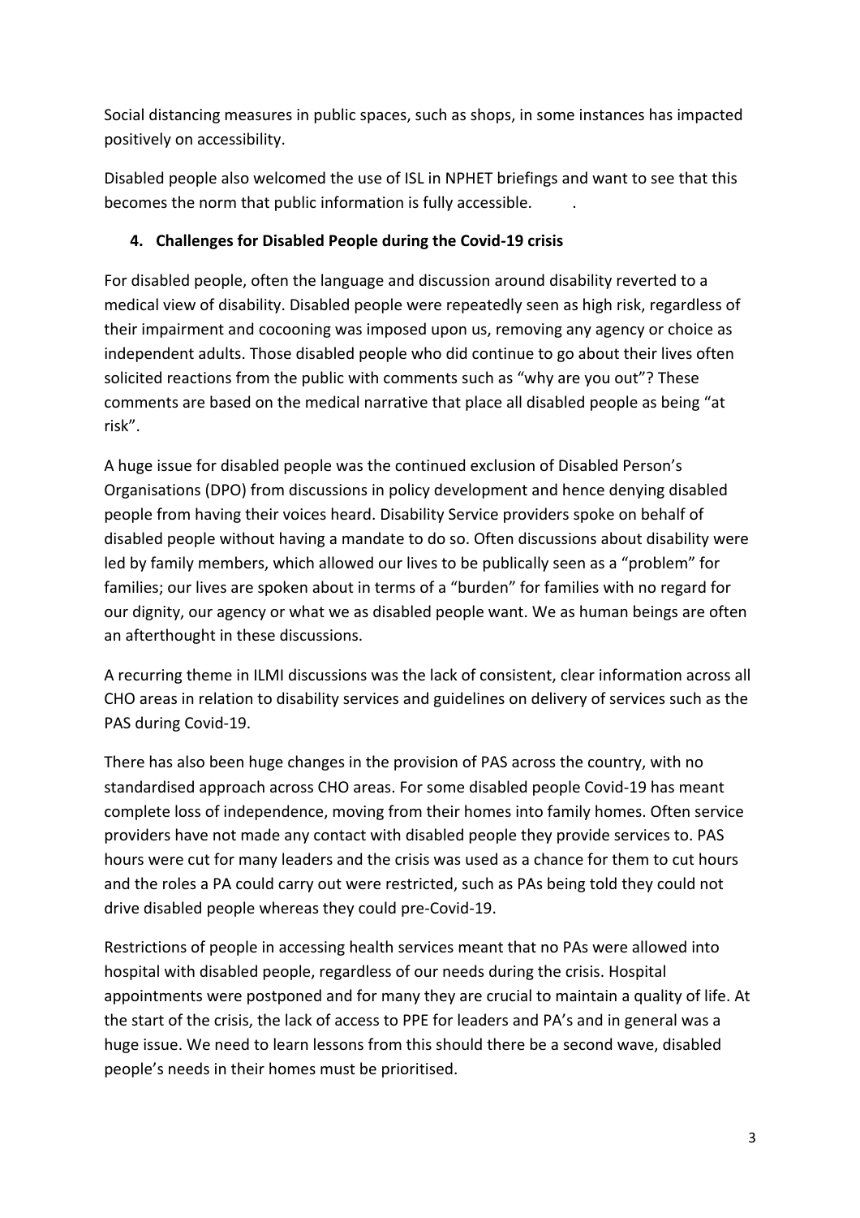Social distancing measures in public spaces, such as shops, in some instances has impacted positively on accessibility.

Disabled people also welcomed the use of ISL in NPHET briefings and want to see that this becomes the norm that public information is fully accessible. .

## 4. Challenges for Disabled People during the Covid-19 crisis

For disabled people, often the language and discussion around disability reverted to a medical view of disability. Disabled people were repeatedly seen as high risk, regardless of their impairment and cocooning was imposed upon us, removing any agency or choice as independent adults. Those disabled people who did continue to go about their lives often solicited reactions from the public with comments such as "why are you out"? These comments are based on the medical narrative that place all disabled people as being "at risk".

A huge issue for disabled people was the continued exclusion of Disabled Person's Organisations (DPO) from discussions in policy development and hence denying disabled people from having their voices heard. Disability Service providers spoke on behalf of disabled people without having a mandate to do so. Often discussions about disability were led by family members, which allowed our lives to be publically seen as a "problem" for families; our lives are spoken about in terms of a "burden" for families with no regard for our dignity, our agency or what we as disabled people want. We as human beings are often an afterthought in these discussions.

A recurring theme in ILMI discussions was the lack of consistent, clear information across all CHO areas in relation to disability services and guidelines on delivery of services such as the PAS during Covid-19.

There has also been huge changes in the provision of PAS across the country, with no standardised approach across CHO areas. For some disabled people Covid-19 has meant complete loss of independence, moving from their homes into family homes. Often service providers have not made any contact with disabled people they provide services to. PAS hours were cut for many leaders and the crisis was used as a chance for them to cut hours and the roles a PA could carry out were restricted, such as PAs being told they could not drive disabled people whereas they could pre-Covid-19.

Restrictions of people in accessing health services meant that no PAs were allowed into hospital with disabled people, regardless of our needs during the crisis. Hospital appointments were postponed and for many they are crucial to maintain a quality of life. At the start of the crisis, the lack of access to PPE for leaders and PA's and in general was a huge issue. We need to learn lessons from this should there be a second wave, disabled people's needs in their homes must be prioritised.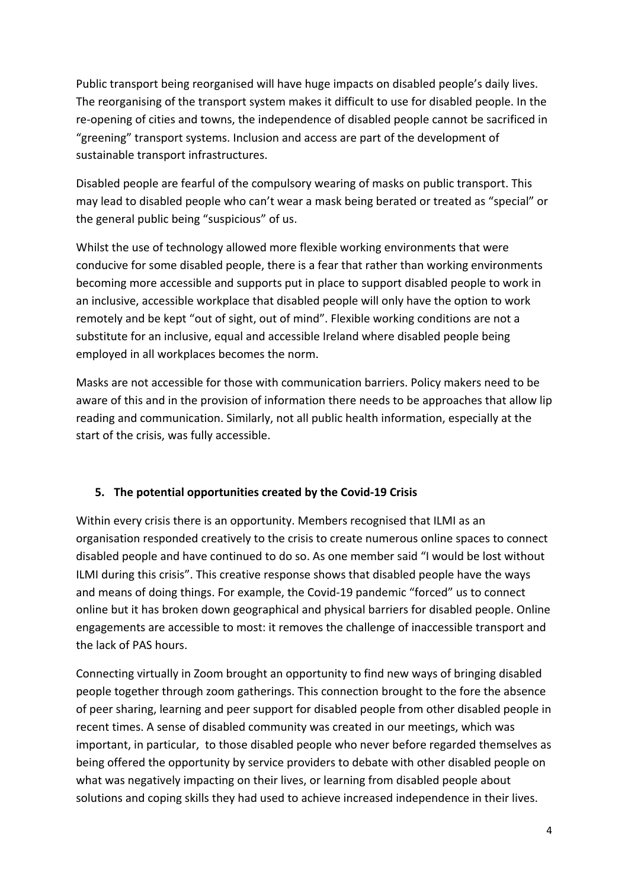Public transport being reorganised will have huge impacts on disabled people's daily lives. The reorganising of the transport system makes it difficult to use for disabled people. In the re-opening of cities and towns, the independence of disabled people cannot be sacrificed in "greening" transport systems. Inclusion and access are part of the development of sustainable transport infrastructures.

Disabled people are fearful of the compulsory wearing of masks on public transport. This may lead to disabled people who can't wear a mask being berated or treated as "special" or the general public being "suspicious" of us.

Whilst the use of technology allowed more flexible working environments that were conducive for some disabled people, there is a fear that rather than working environments becoming more accessible and supports put in place to support disabled people to work in an inclusive, accessible workplace that disabled people will only have the option to work remotely and be kept "out of sight, out of mind". Flexible working conditions are not a substitute for an inclusive, equal and accessible Ireland where disabled people being employed in all workplaces becomes the norm.

Masks are not accessible for those with communication barriers. Policy makers need to be aware of this and in the provision of information there needs to be approaches that allow lip reading and communication. Similarly, not all public health information, especially at the start of the crisis, was fully accessible.

## 5. The potential opportunities created by the Covid-19 Crisis

Within every crisis there is an opportunity. Members recognised that ILMI as an organisation responded creatively to the crisis to create numerous online spaces to connect disabled people and have continued to do so. As one member said "I would be lost without ILMI during this crisis". This creative response shows that disabled people have the ways and means of doing things. For example, the Covid-19 pandemic "forced" us to connect online but it has broken down geographical and physical barriers for disabled people. Online engagements are accessible to most: it removes the challenge of inaccessible transport and the lack of PAS hours.

Connecting virtually in Zoom brought an opportunity to find new ways of bringing disabled people together through zoom gatherings. This connection brought to the fore the absence of peer sharing, learning and peer support for disabled people from other disabled people in recent times. A sense of disabled community was created in our meetings, which was important, in particular, to those disabled people who never before regarded themselves as being offered the opportunity by service providers to debate with other disabled people on what was negatively impacting on their lives, or learning from disabled people about solutions and coping skills they had used to achieve increased independence in their lives.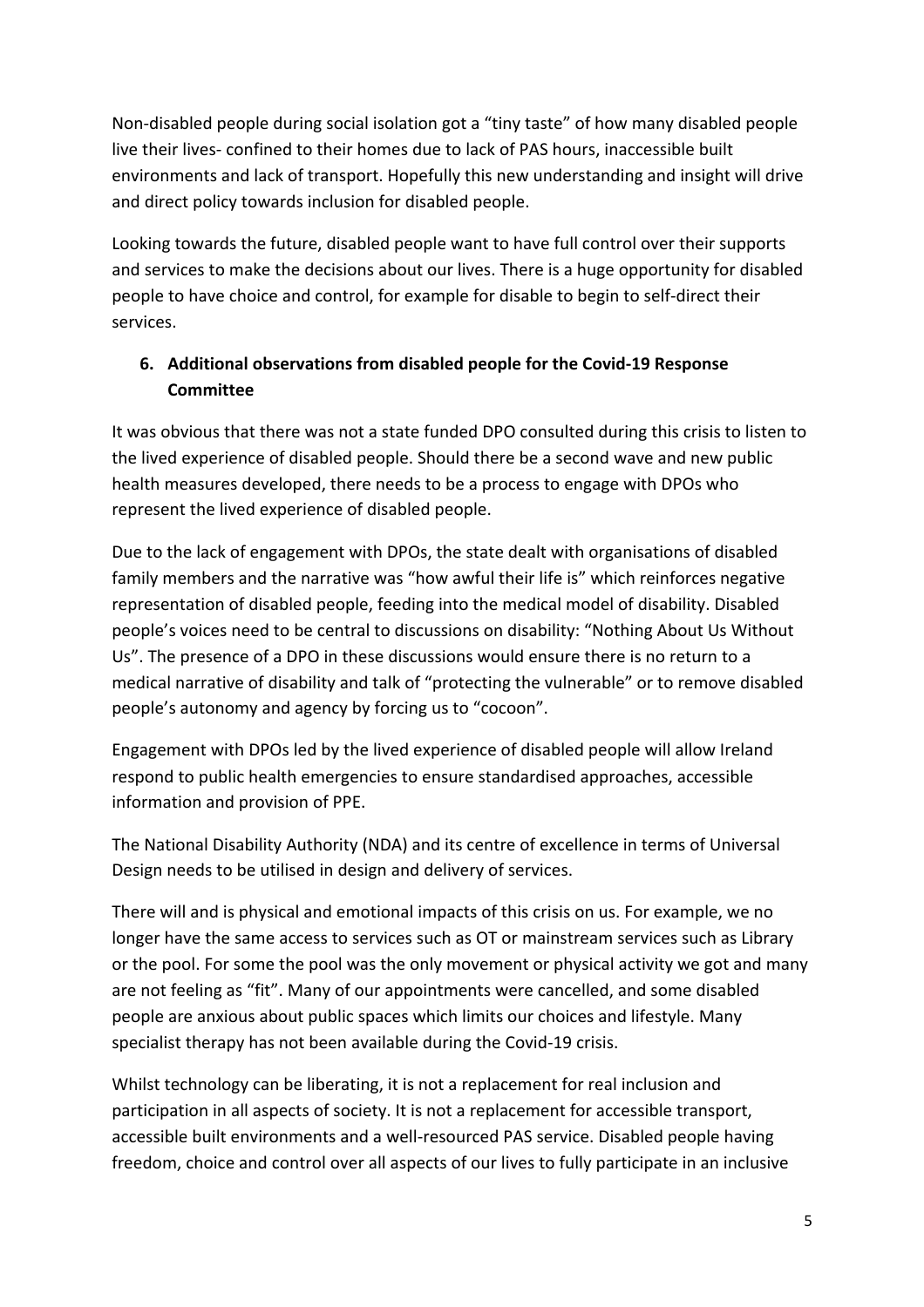Non-disabled people during social isolation got a "tiny taste" of how many disabled people live their lives- confined to their homes due to lack of PAS hours, inaccessible built environments and lack of transport. Hopefully this new understanding and insight will drive and direct policy towards inclusion for disabled people.

Looking towards the future, disabled people want to have full control over their supports and services to make the decisions about our lives. There is a huge opportunity for disabled people to have choice and control, for example for disable to begin to self-direct their services.

## 6. Additional observations from disabled people for the Covid-19 Response Committee

It was obvious that there was not a state funded DPO consulted during this crisis to listen to the lived experience of disabled people. Should there be a second wave and new public health measures developed, there needs to be a process to engage with DPOs who represent the lived experience of disabled people.

Due to the lack of engagement with DPOs, the state dealt with organisations of disabled family members and the narrative was "how awful their life is" which reinforces negative representation of disabled people, feeding into the medical model of disability. Disabled people's voices need to be central to discussions on disability: "Nothing About Us Without Us". The presence of a DPO in these discussions would ensure there is no return to a medical narrative of disability and talk of "protecting the vulnerable" or to remove disabled people's autonomy and agency by forcing us to "cocoon".

Engagement with DPOs led by the lived experience of disabled people will allow Ireland respond to public health emergencies to ensure standardised approaches, accessible information and provision of PPE.

The National Disability Authority (NDA) and its centre of excellence in terms of Universal Design needs to be utilised in design and delivery of services.

There will and is physical and emotional impacts of this crisis on us. For example, we no longer have the same access to services such as OT or mainstream services such as Library or the pool. For some the pool was the only movement or physical activity we got and many are not feeling as "fit". Many of our appointments were cancelled, and some disabled people are anxious about public spaces which limits our choices and lifestyle. Many specialist therapy has not been available during the Covid-19 crisis.

Whilst technology can be liberating, it is not a replacement for real inclusion and participation in all aspects of society. It is not a replacement for accessible transport, accessible built environments and a well-resourced PAS service. Disabled people having freedom, choice and control over all aspects of our lives to fully participate in an inclusive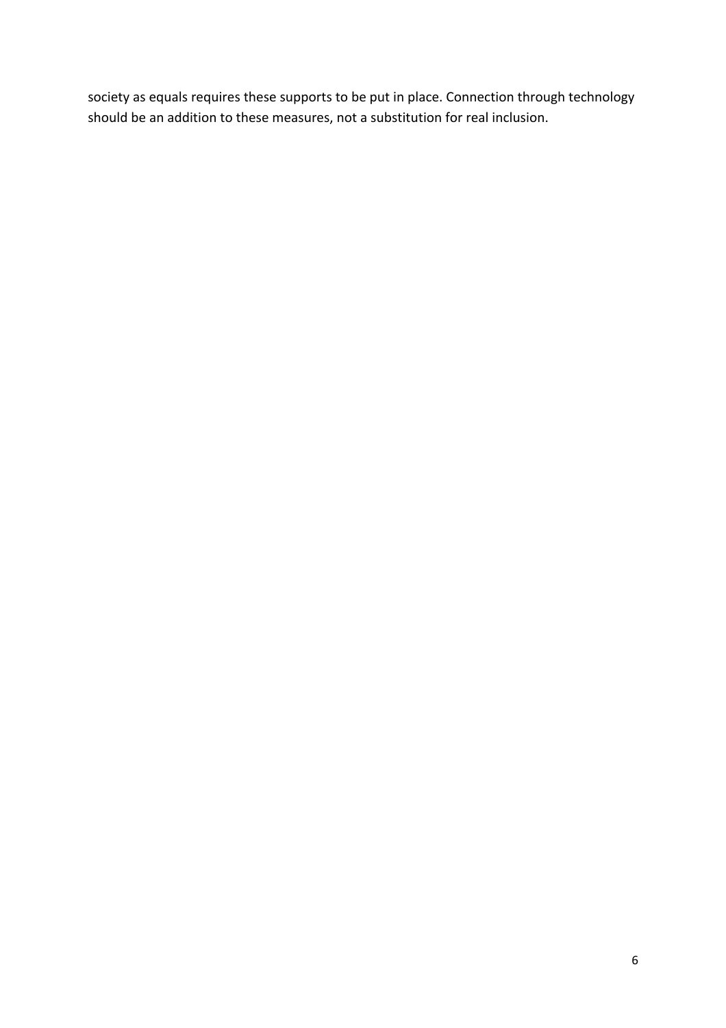society as equals requires these supports to be put in place. Connection through technology should be an addition to these measures, not a substitution for real inclusion.